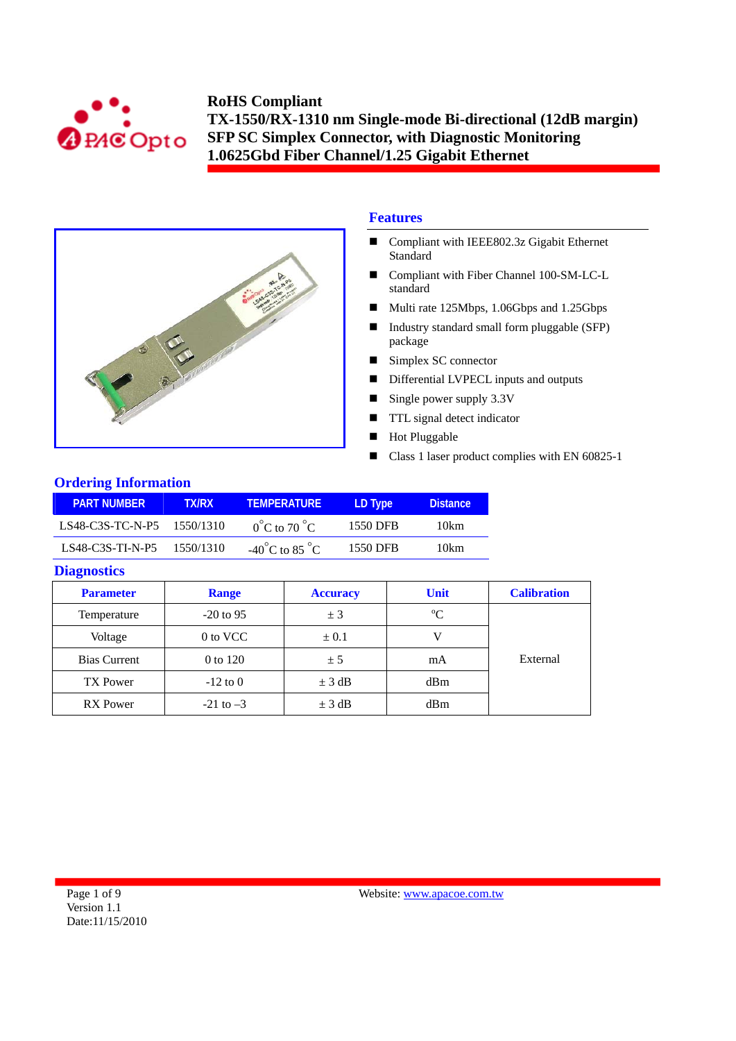# RoHS Compliant
# TX-1550/RX-1310 nm Single-mode Bi-directional (12dB margin) SFP SC Simplex Connector, with Diagnostic Monitoring 1.0625Gbd Fiber Channel/1.25 Gigabit Ethernet

## Features

- Compliant with IEEE802.3z Gigabit Ethernet Standard
- Compliant with Fiber Channel 100-SM-LC-L standard
- Multi rate 125Mbps, 1.06Gbps and 1.25Gbps
- Industry standard small form pluggable (SFP) package
- Simplex SC connector
- Differential LVPECL inputs and outputs
- Single power supply 3.3V
- TTL signal detect indicator
- Hot Pluggable
- Class 1 laser product complies with EN 60825-1

## Ordering Information

| PART NUMBER | TX/RX | TEMPERATURE | LD Type | Distance |
|---|---|---|---|---|
| LS48-C3S-TC-N-P5 | 1550/1310 | 0°C to 70 °C | 1550 DFB | 10km |
| LS48-C3S-TI-N-P5 | 1550/1310 | -40°C to 85 °C | 1550 DFB | 10km |

## Diagnostics

| Parameter | Range | Accuracy | Unit | Calibration |
|---|---|---|---|---|
| Temperature | -20 to 95 | ± 3 | °C | External |
| Voltage | 0 to VCC | ± 0.1 | V | |
| Bias Current | 0 to 120 | ± 5 | mA | |
| TX Power | -12 to 0 | ± 3 dB | dBm | |
| RX Power | -21 to –3 | ± 3 dB | dBm | |

Version 1.1
Date:11/15/2010

Website: www.apacoe.com.tw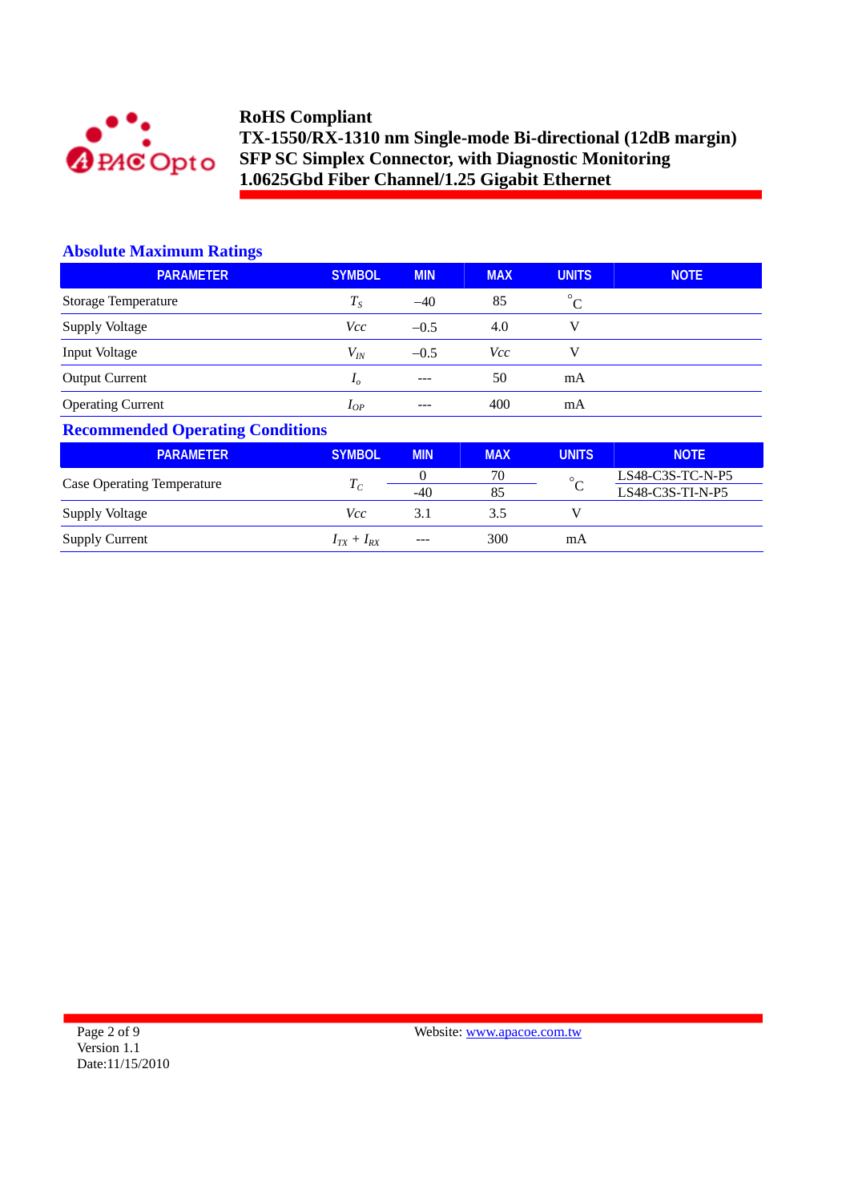**RoHS Compliant**
**TX-1550/RX-1310 nm Single-mode Bi-directional (12dB margin)**
**SFP SC Simplex Connector, with Diagnostic Monitoring**
**1.0625Gbd Fiber Channel/1.25 Gigabit Ethernet**

## Absolute Maximum Ratings

| PARAMETER | SYMBOL | MIN | MAX | UNITS | NOTE |
|---|---|---|---|---|---|
| Storage Temperature | $T_S$ | –40 | 85 | °C | |
| Supply Voltage | $Vcc$ | –0.5 | 4.0 | V | |
| Input Voltage | $V_{IN}$ | –0.5 | $Vcc$ | V | |
| Output Current | $I_o$ | --- | 50 | mA | |
| Operating Current | $I_{OP}$ | --- | 400 | mA | |

## Recommended Operating Conditions

| PARAMETER | SYMBOL | MIN | MAX | UNITS | NOTE |
|---|---|---|---|---|---|
| Case Operating Temperature | $T_C$ | 0 | 70 | °C | LS48-C3S-TC-N-P5 |
| | | -40 | 85 | | LS48-C3S-TI-N-P5 |
| Supply Voltage | $Vcc$ | 3.1 | 3.5 | V | |
| Supply Current | $I_{TX} + I_{RX}$ | --- | 300 | mA | |

Version 1.1
Date:11/15/2010

Website: www.apacoe.com.tw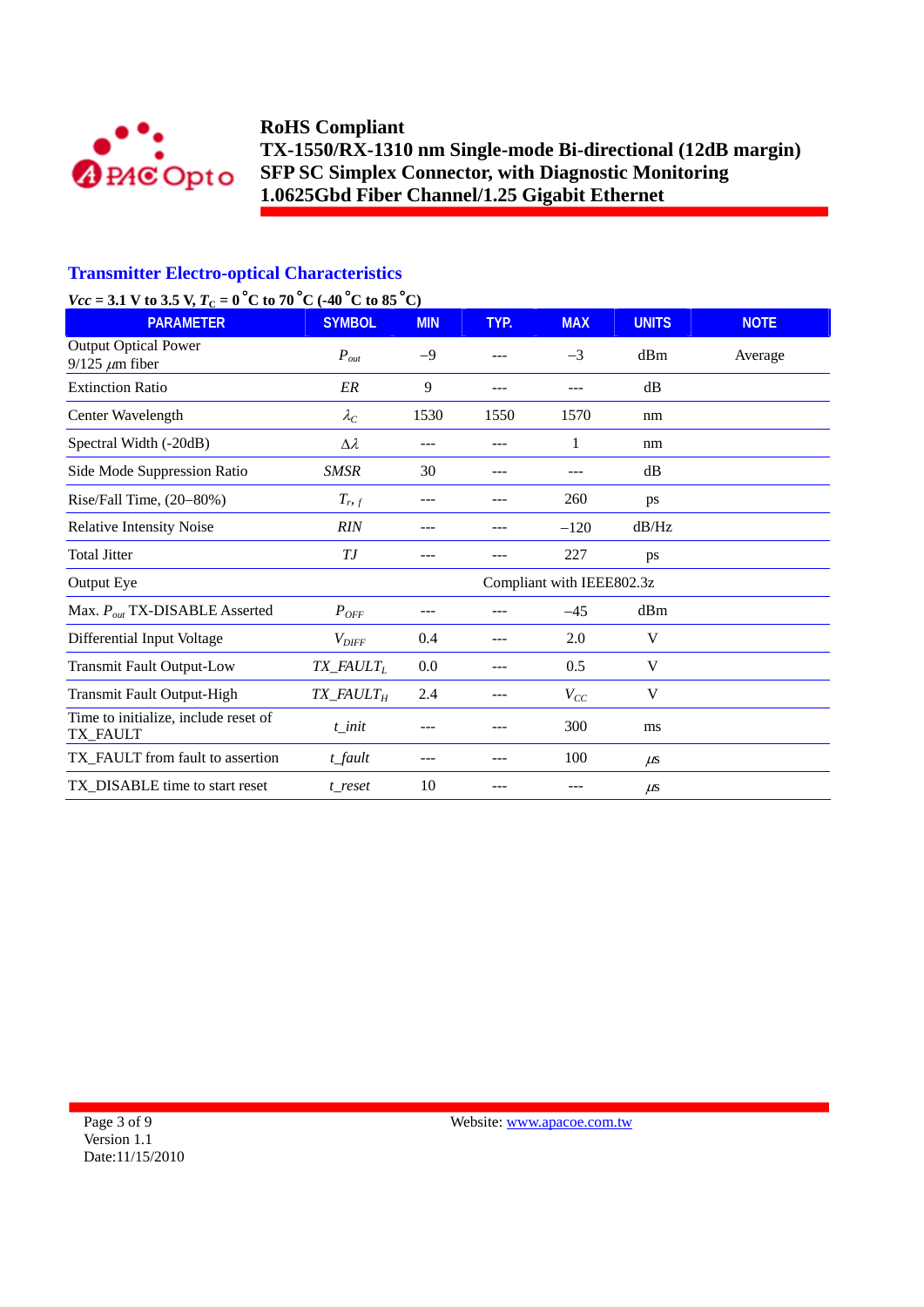# RoHS Compliant
# TX-1550/RX-1310 nm Single-mode Bi-directional (12dB margin) SFP SC Simplex Connector, with Diagnostic Monitoring 1.0625Gbd Fiber Channel/1.25 Gigabit Ethernet

## Transmitter Electro-optical Characteristics

***Vcc* = 3.1 V to 3.5 V, $T_C$ = 0 °C to 70 °C (-40 °C to 85 °C)**

| PARAMETER | SYMBOL | MIN | TYP. | MAX | UNITS | NOTE |
|---|---|---|---|---|---|---|
| Output Optical Power 9/125 $\mu$m fiber | $P_{out}$ | –9 | --- | –3 | dBm | Average |
| Extinction Ratio | *ER* | 9 | --- | --- | dB | |
| Center Wavelength | $\lambda_C$ | 1530 | 1550 | 1570 | nm | |
| Spectral Width (-20dB) | $\Delta\lambda$ | --- | --- | 1 | nm | |
| Side Mode Suppression Ratio | *SMSR* | 30 | --- | --- | dB | |
| Rise/Fall Time, (20–80%) | $T_{r,\,f}$ | --- | --- | 260 | ps | |
| Relative Intensity Noise | *RIN* | --- | --- | –120 | dB/Hz | |
| Total Jitter | *TJ* | --- | --- | 227 | ps | |
| Output Eye | | Compliant with IEEE802.3z | | | | |
| Max. $P_{out}$ TX-DISABLE Asserted | $P_{OFF}$ | --- | --- | –45 | dBm | |
| Differential Input Voltage | $V_{DIFF}$ | 0.4 | --- | 2.0 | V | |
| Transmit Fault Output-Low | $TX\_FAULT_L$ | 0.0 | --- | 0.5 | V | |
| Transmit Fault Output-High | $TX\_FAULT_H$ | 2.4 | --- | $V_{CC}$ | V | |
| Time to initialize, include reset of TX_FAULT | *t_init* | --- | --- | 300 | ms | |
| TX_FAULT from fault to assertion | *t_fault* | --- | --- | 100 | $\mu$s | |
| TX_DISABLE time to start reset | *t_reset* | 10 | --- | --- | $\mu$s | |

Version 1.1
Date:11/15/2010

Website: www.apacoe.com.tw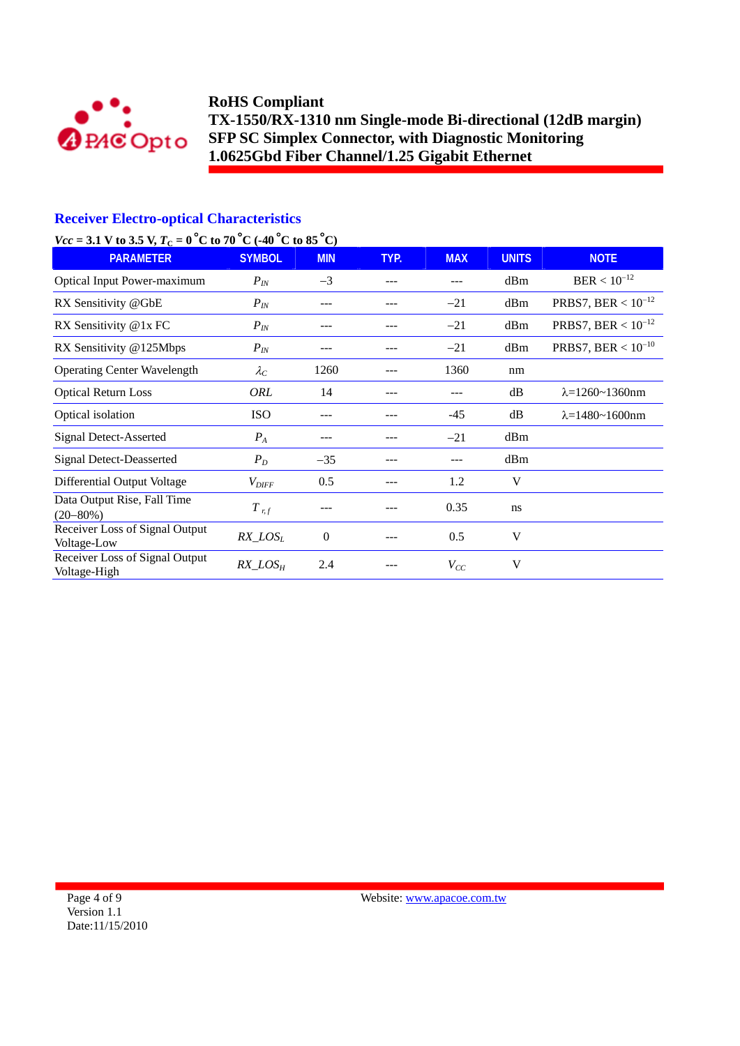**RoHS Compliant**
**TX-1550/RX-1310 nm Single-mode Bi-directional (12dB margin)**
**SFP SC Simplex Connector, with Diagnostic Monitoring**
**1.0625Gbd Fiber Channel/1.25 Gigabit Ethernet**

## Receiver Electro-optical Characteristics

**$Vcc$ = 3.1 V to 3.5 V, $T_C$ = 0 °C to 70 °C (-40 °C to 85 °C)**

| PARAMETER | SYMBOL | MIN | TYP. | MAX | UNITS | NOTE |
|---|---|---|---|---|---|---|
| Optical Input Power-maximum | $P_{IN}$ | −3 | --- | --- | dBm | BER < $10^{-12}$ |
| RX Sensitivity @GbE | $P_{IN}$ | --- | --- | −21 | dBm | PRBS7, BER < $10^{-12}$ |
| RX Sensitivity @1x FC | $P_{IN}$ | --- | --- | −21 | dBm | PRBS7, BER < $10^{-12}$ |
| RX Sensitivity @125Mbps | $P_{IN}$ | --- | --- | −21 | dBm | PRBS7, BER < $10^{-10}$ |
| Operating Center Wavelength | $\lambda_C$ | 1260 | --- | 1360 | nm | |
| Optical Return Loss | $ORL$ | 14 | --- | --- | dB | λ=1260~1360nm |
| Optical isolation | ISO | --- | --- | -45 | dB | λ=1480~1600nm |
| Signal Detect-Asserted | $P_A$ | --- | --- | −21 | dBm | |
| Signal Detect-Deasserted | $P_D$ | −35 | --- | --- | dBm | |
| Differential Output Voltage | $V_{DIFF}$ | 0.5 | --- | 1.2 | V | |
| Data Output Rise, Fall Time (20–80%) | $T_{r,f}$ | --- | --- | 0.35 | ns | |
| Receiver Loss of Signal Output Voltage-Low | $RX\_LOS_L$ | 0 | --- | 0.5 | V | |
| Receiver Loss of Signal Output Voltage-High | $RX\_LOS_H$ | 2.4 | --- | $V_{CC}$ | V | |

Version 1.1
Date:11/15/2010

Website: www.apacoe.com.tw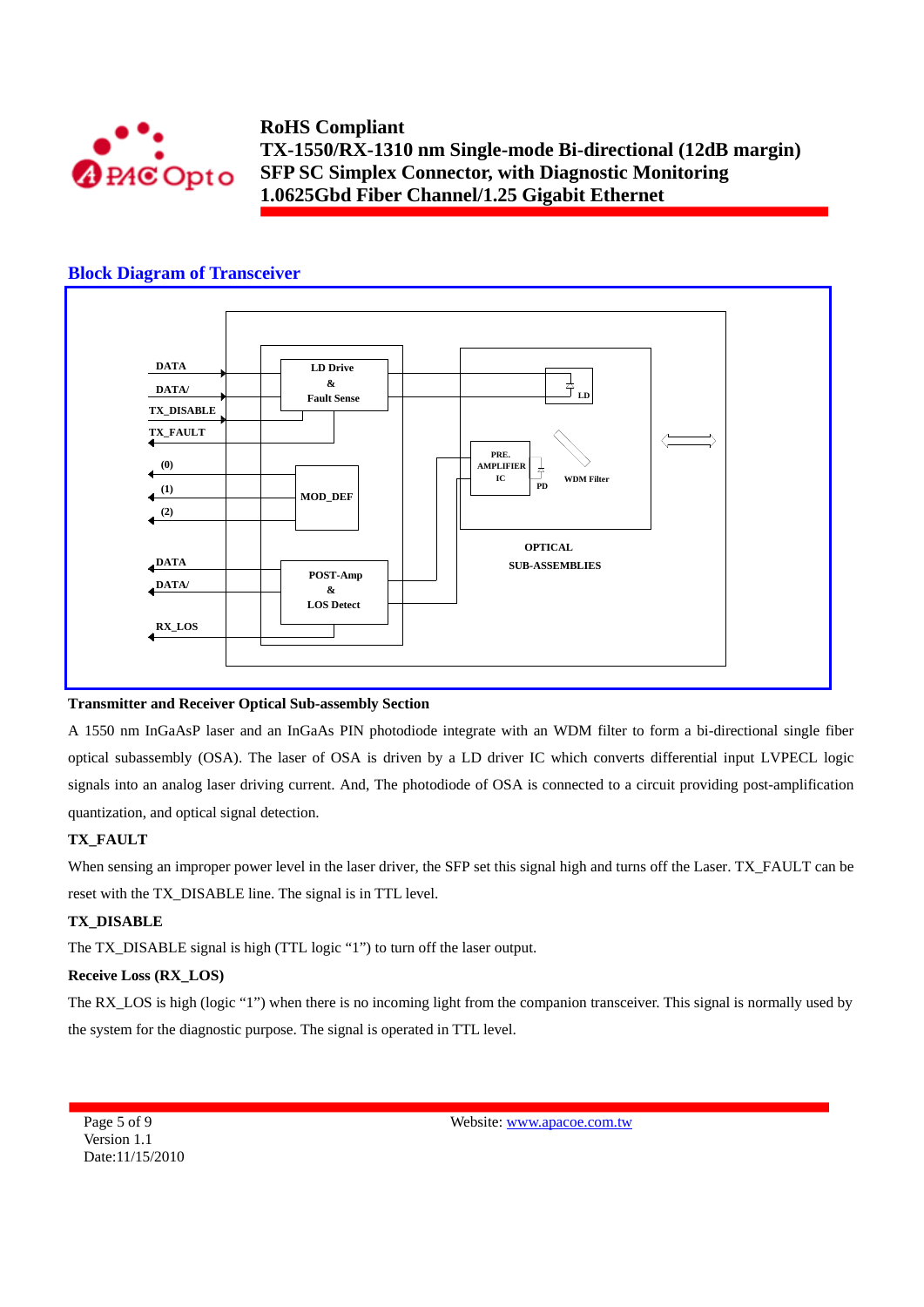## Block Diagram of Transceiver

DATA
DATA/
TX_DISABLE
TX_FAULT
(0)
(1)
(2)
DATA
DATA/
RX_LOS

LD Drive & Fault Sense

MOD_DEF

POST-Amp & LOS Detect

PRE. AMPLIFIER IC

PD

LD

WDM Filter

OPTICAL SUB-ASSEMBLIES

**Transmitter and Receiver Optical Sub-assembly Section**

A 1550 nm InGaAsP laser and an InGaAs PIN photodiode integrate with an WDM filter to form a bi-directional single fiber optical subassembly (OSA). The laser of OSA is driven by a LD driver IC which converts differential input LVPECL logic signals into an analog laser driving current. And, The photodiode of OSA is connected to a circuit providing post-amplification quantization, and optical signal detection.

**TX_FAULT**

When sensing an improper power level in the laser driver, the SFP set this signal high and turns off the Laser. TX_FAULT can be reset with the TX_DISABLE line. The signal is in TTL level.

**TX_DISABLE**

The TX_DISABLE signal is high (TTL logic "1") to turn off the laser output.

**Receive Loss (RX_LOS)**

The RX_LOS is high (logic "1") when there is no incoming light from the companion transceiver. This signal is normally used by the system for the diagnostic purpose. The signal is operated in TTL level.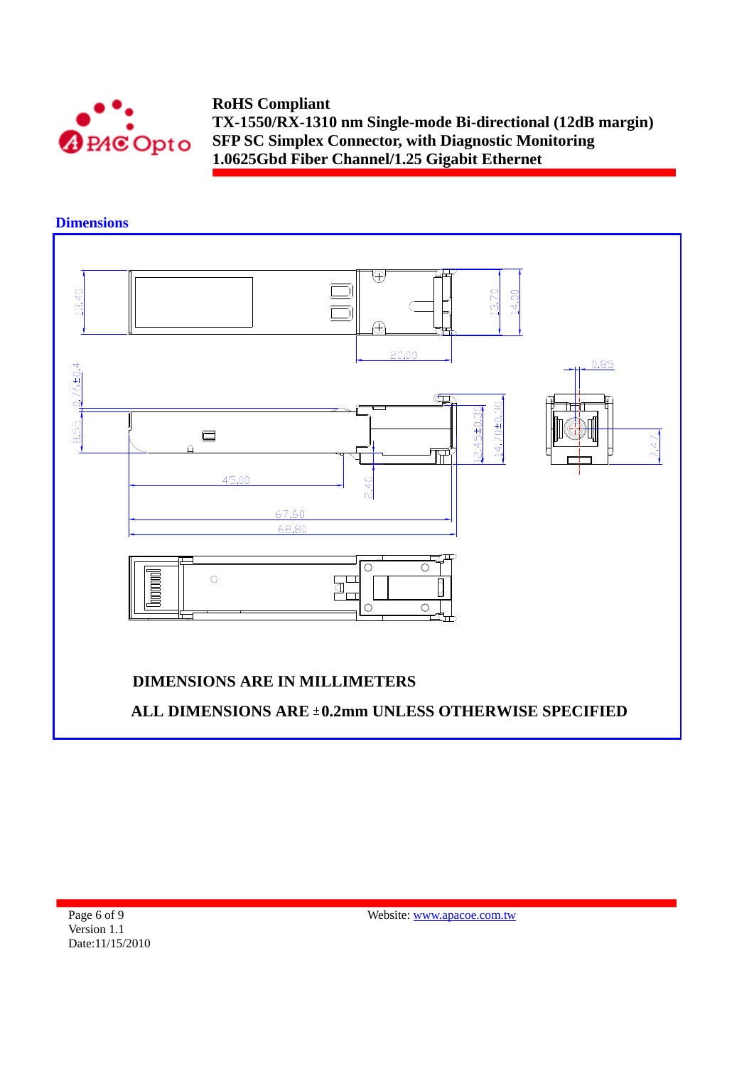## Dimensions

DIMENSIONS ARE IN MILLIMETERS

ALL DIMENSIONS ARE ±0.2mm UNLESS OTHERWISE SPECIFIED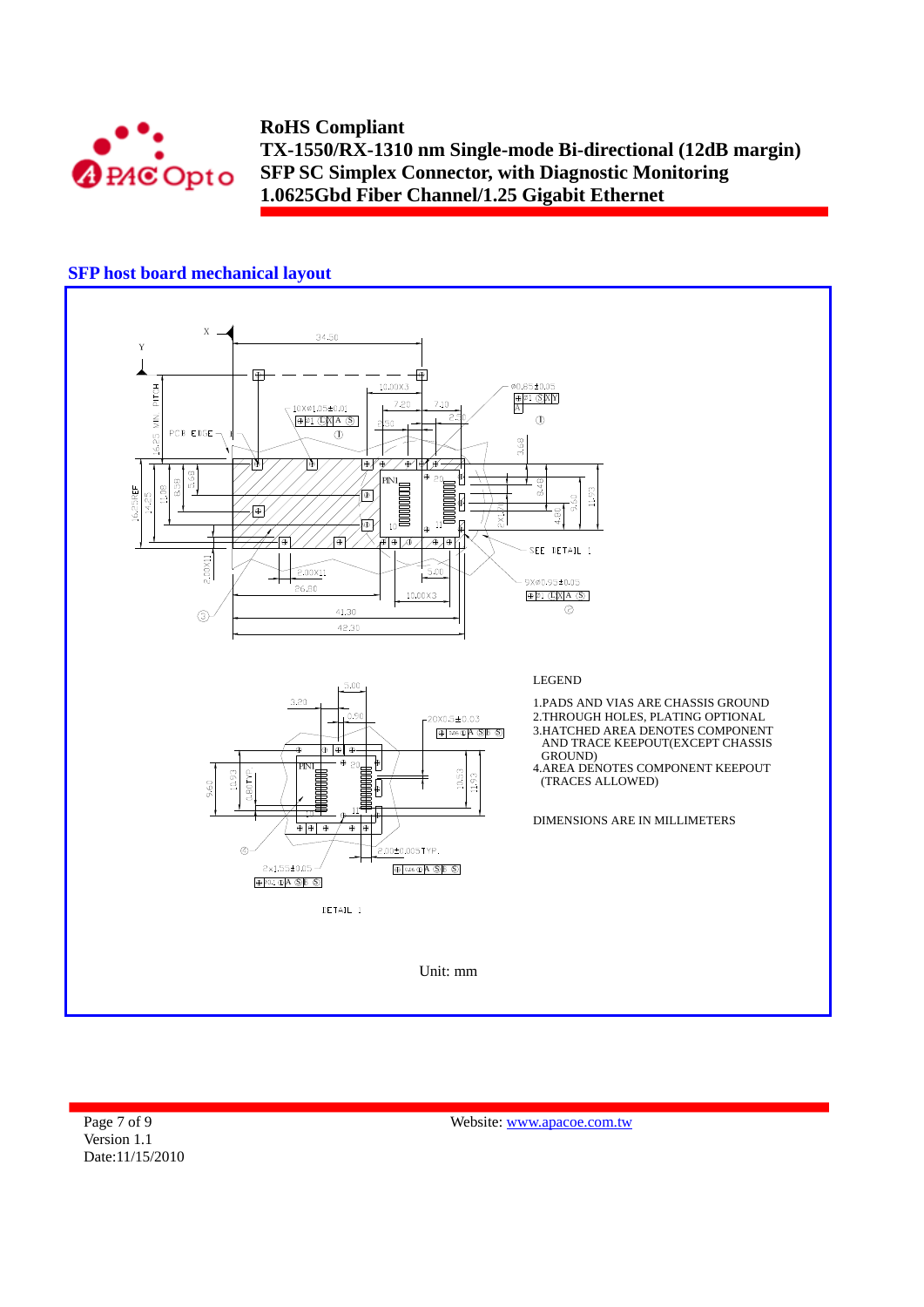## SFP host board mechanical layout

LEGEND

1. PADS AND VIAS ARE CHASSIS GROUND
2. THROUGH HOLES, PLATING OPTIONAL
3. HATCHED AREA DENOTES COMPONENT AND TRACE KEEPOUT(EXCEPT CHASSIS GROUND)
4. AREA DENOTES COMPONENT KEEPOUT (TRACES ALLOWED)

DIMENSIONS ARE IN MILLIMETERS

Unit: mm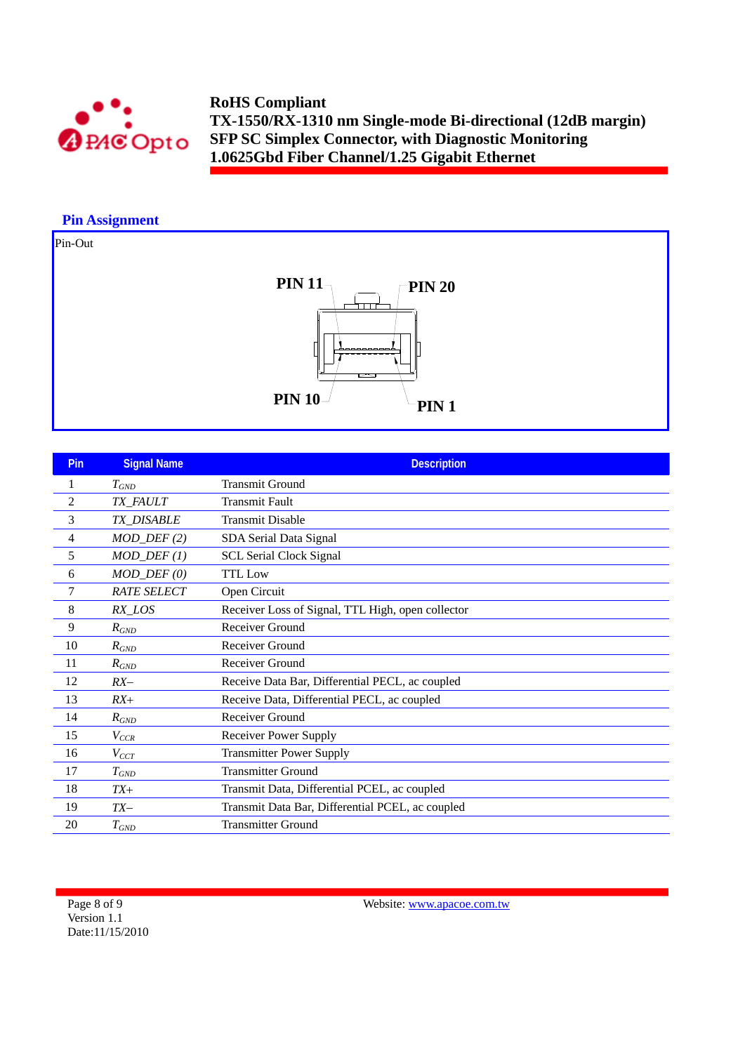## Pin Assignment

Pin-Out

PIN 11 PIN 20

PIN 10 PIN 1

| Pin | Signal Name | Description |
|---|---|---|
| 1 | $T_{GND}$ | Transmit Ground |
| 2 | *TX_FAULT* | Transmit Fault |
| 3 | *TX_DISABLE* | Transmit Disable |
| 4 | *MOD_DEF (2)* | SDA Serial Data Signal |
| 5 | *MOD_DEF (1)* | SCL Serial Clock Signal |
| 6 | *MOD_DEF (0)* | TTL Low |
| 7 | *RATE SELECT* | Open Circuit |
| 8 | *RX_LOS* | Receiver Loss of Signal, TTL High, open collector |
| 9 | $R_{GND}$ | Receiver Ground |
| 10 | $R_{GND}$ | Receiver Ground |
| 11 | $R_{GND}$ | Receiver Ground |
| 12 | *RX–* | Receive Data Bar, Differential PECL, ac coupled |
| 13 | *RX+* | Receive Data, Differential PECL, ac coupled |
| 14 | $R_{GND}$ | Receiver Ground |
| 15 | $V_{CCR}$ | Receiver Power Supply |
| 16 | $V_{CCT}$ | Transmitter Power Supply |
| 17 | $T_{GND}$ | Transmitter Ground |
| 18 | *TX+* | Transmit Data, Differential PCEL, ac coupled |
| 19 | *TX–* | Transmit Data Bar, Differential PCEL, ac coupled |
| 20 | $T_{GND}$ | Transmitter Ground |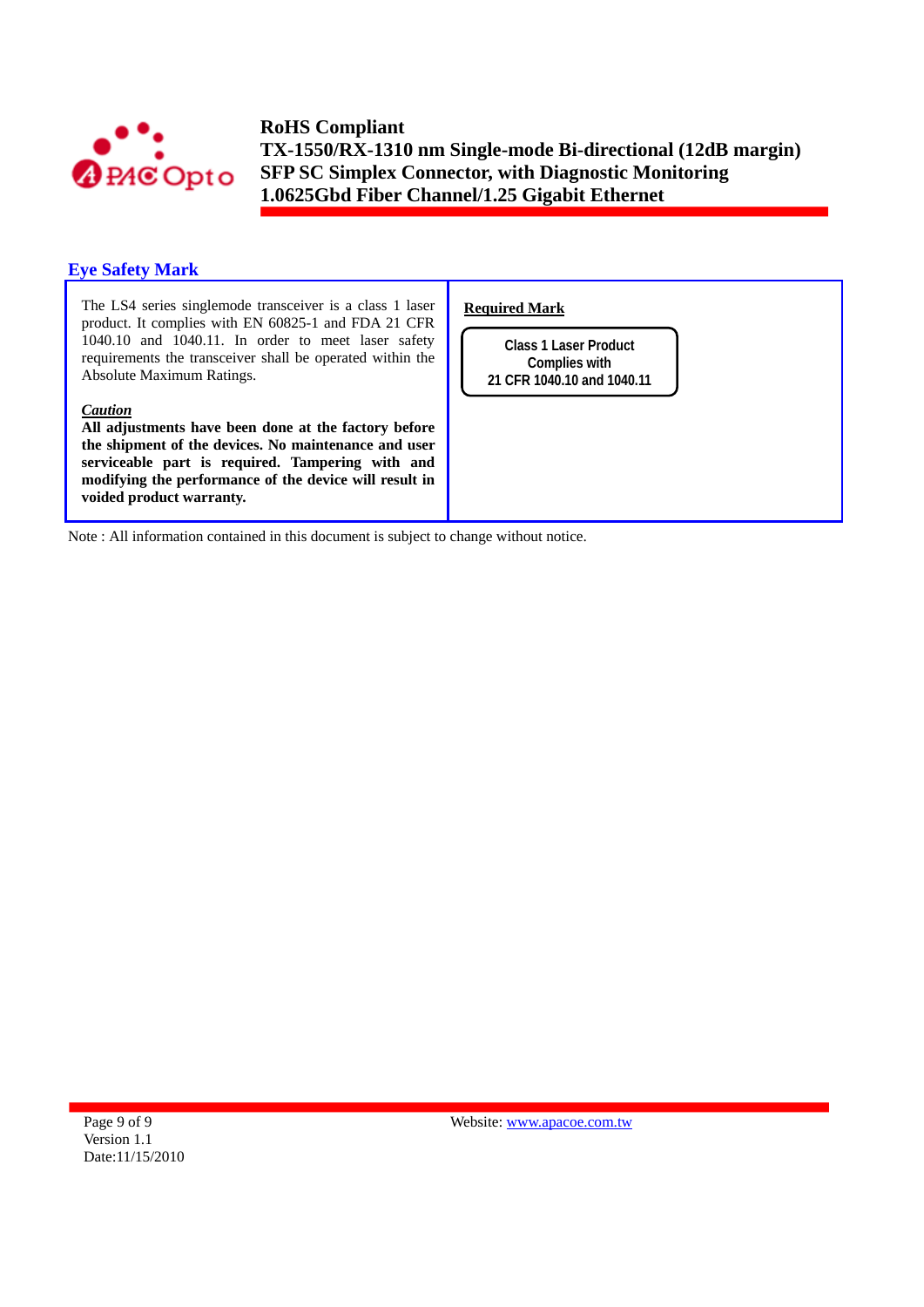## Eye Safety Mark

| | |
|---|---|
| The LS4 series singlemode transceiver is a class 1 laser product. It complies with EN 60825-1 and FDA 21 CFR 1040.10 and 1040.11. In order to meet laser safety requirements the transceiver shall be operated within the Absolute Maximum Ratings.<br><br>***Caution***<br>**All adjustments have been done at the factory before the shipment of the devices. No maintenance and user serviceable part is required. Tampering with and modifying the performance of the device will result in voided product warranty.** | **Required Mark**<br><br>Class 1 Laser Product<br>Complies with<br>21 CFR 1040.10 and 1040.11 |

Note : All information contained in this document is subject to change without notice.